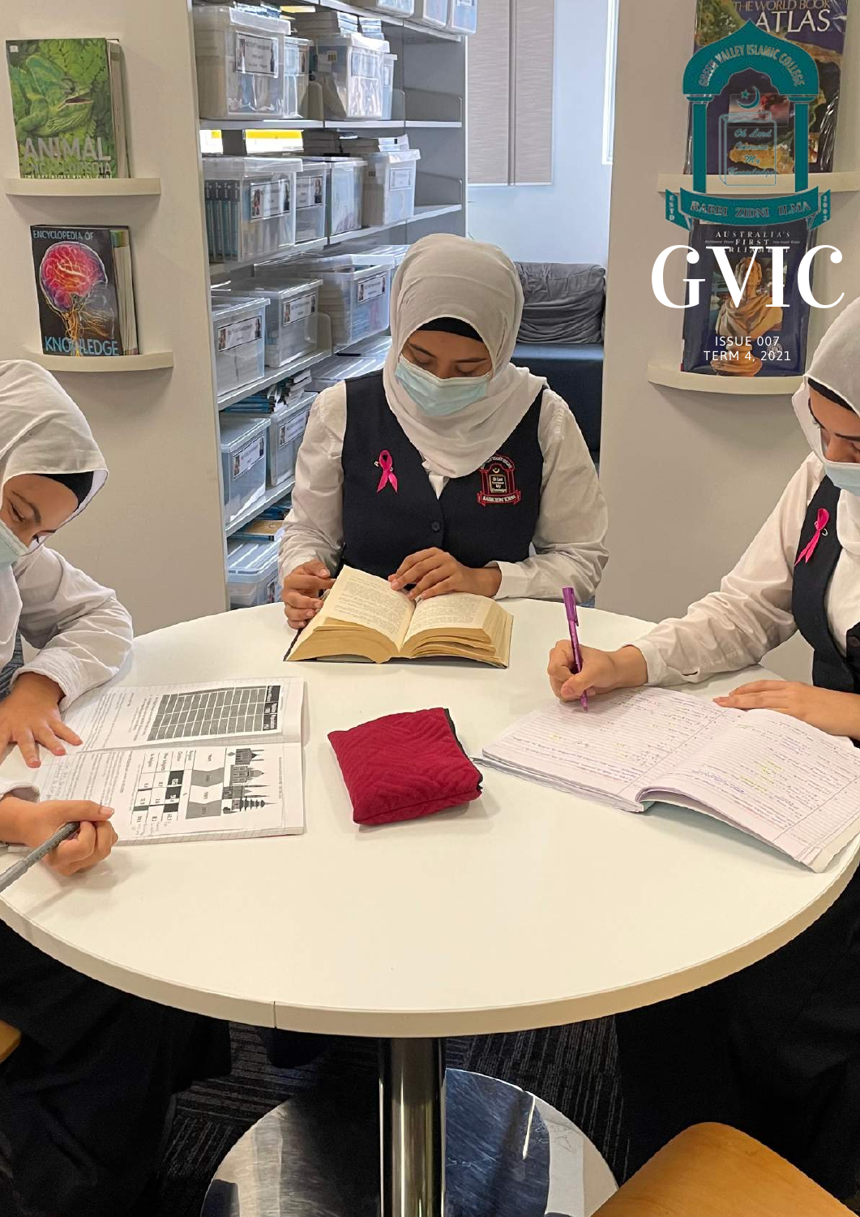# GVIC

ISSUE 007
TERM 4, 2021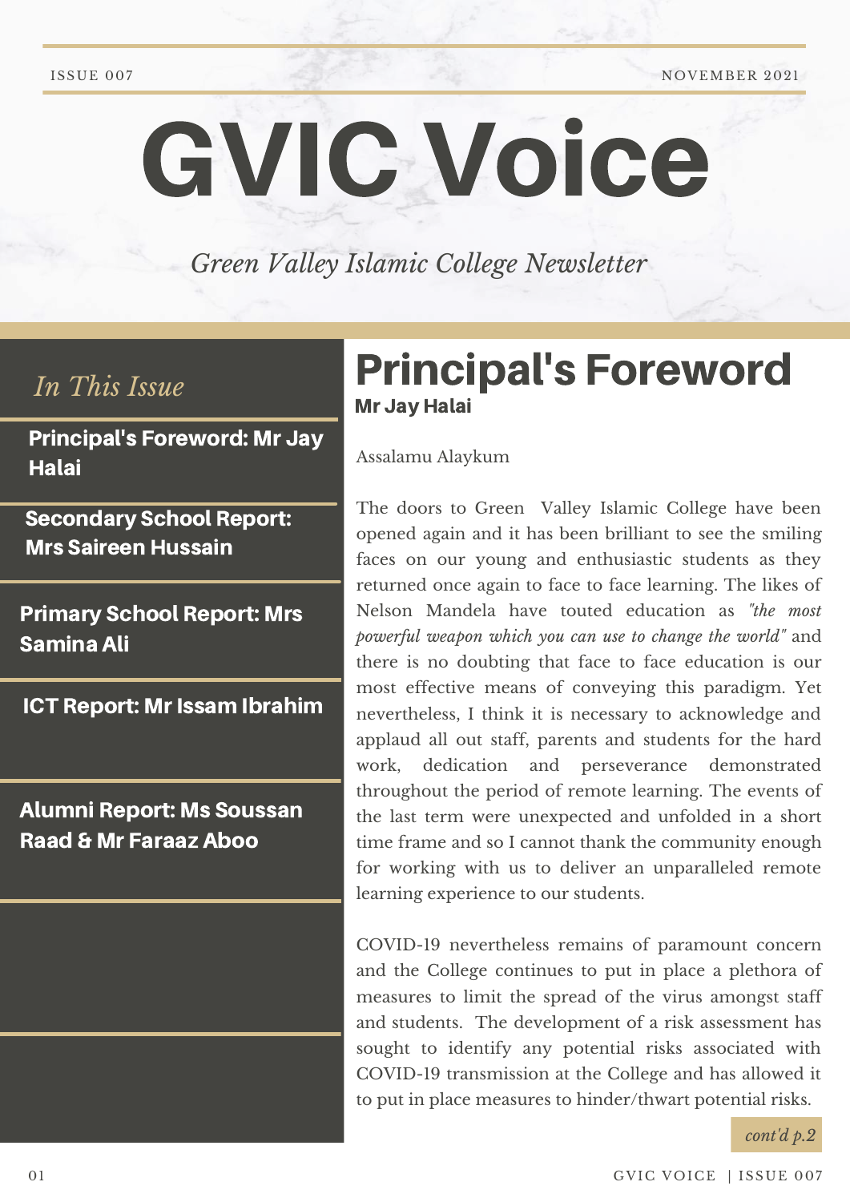ISSUE 007

NOVEMBER 2021

# GVIC Voice

*Green Valley Islamic College Newsletter*

## *In This Issue*

**Principal's Foreword: Mr Jay Halai**

**Secondary School Report: Mrs Saireen Hussain**

**Primary School Report: Mrs Samina Ali**

**ICT Report: Mr Issam Ibrahim**

**Alumni Report: Ms Soussan Raad & Mr Faraaz Aboo**

## Principal's Foreword

**Mr Jay Halai**

Assalamu Alaykum

The doors to Green Valley Islamic College have been opened again and it has been brilliant to see the smiling faces on our young and enthusiastic students as they returned once again to face to face learning. The likes of Nelson Mandela have touted education as *"the most powerful weapon which you can use to change the world"* and there is no doubting that face to face education is our most effective means of conveying this paradigm. Yet nevertheless, I think it is necessary to acknowledge and applaud all out staff, parents and students for the hard work, dedication and perseverance demonstrated throughout the period of remote learning. The events of the last term were unexpected and unfolded in a short time frame and so I cannot thank the community enough for working with us to deliver an unparalleled remote learning experience to our students.

COVID-19 nevertheless remains of paramount concern and the College continues to put in place a plethora of measures to limit the spread of the virus amongst staff and students. The development of a risk assessment has sought to identify any potential risks associated with COVID-19 transmission at the College and has allowed it to put in place measures to hinder/thwart potential risks.

*cont'd p.2*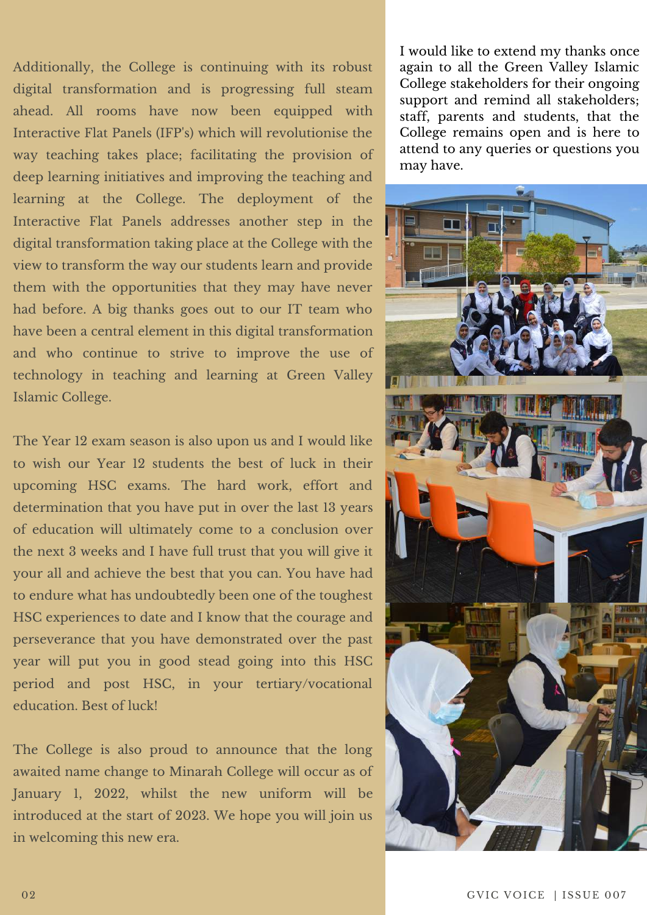Additionally, the College is continuing with its robust digital transformation and is progressing full steam ahead. All rooms have now been equipped with Interactive Flat Panels (IFP's) which will revolutionise the way teaching takes place; facilitating the provision of deep learning initiatives and improving the teaching and learning at the College. The deployment of the Interactive Flat Panels addresses another step in the digital transformation taking place at the College with the view to transform the way our students learn and provide them with the opportunities that they may have never had before. A big thanks goes out to our IT team who have been a central element in this digital transformation and who continue to strive to improve the use of technology in teaching and learning at Green Valley Islamic College.

The Year 12 exam season is also upon us and I would like to wish our Year 12 students the best of luck in their upcoming HSC exams. The hard work, effort and determination that you have put in over the last 13 years of education will ultimately come to a conclusion over the next 3 weeks and I have full trust that you will give it your all and achieve the best that you can. You have had to endure what has undoubtedly been one of the toughest HSC experiences to date and I know that the courage and perseverance that you have demonstrated over the past year will put you in good stead going into this HSC period and post HSC, in your tertiary/vocational education. Best of luck!

The College is also proud to announce that the long awaited name change to Minarah College will occur as of January 1, 2022, whilst the new uniform will be introduced at the start of 2023. We hope you will join us in welcoming this new era.

I would like to extend my thanks once again to all the Green Valley Islamic College stakeholders for their ongoing support and remind all stakeholders; staff, parents and students, that the College remains open and is here to attend to any queries or questions you may have.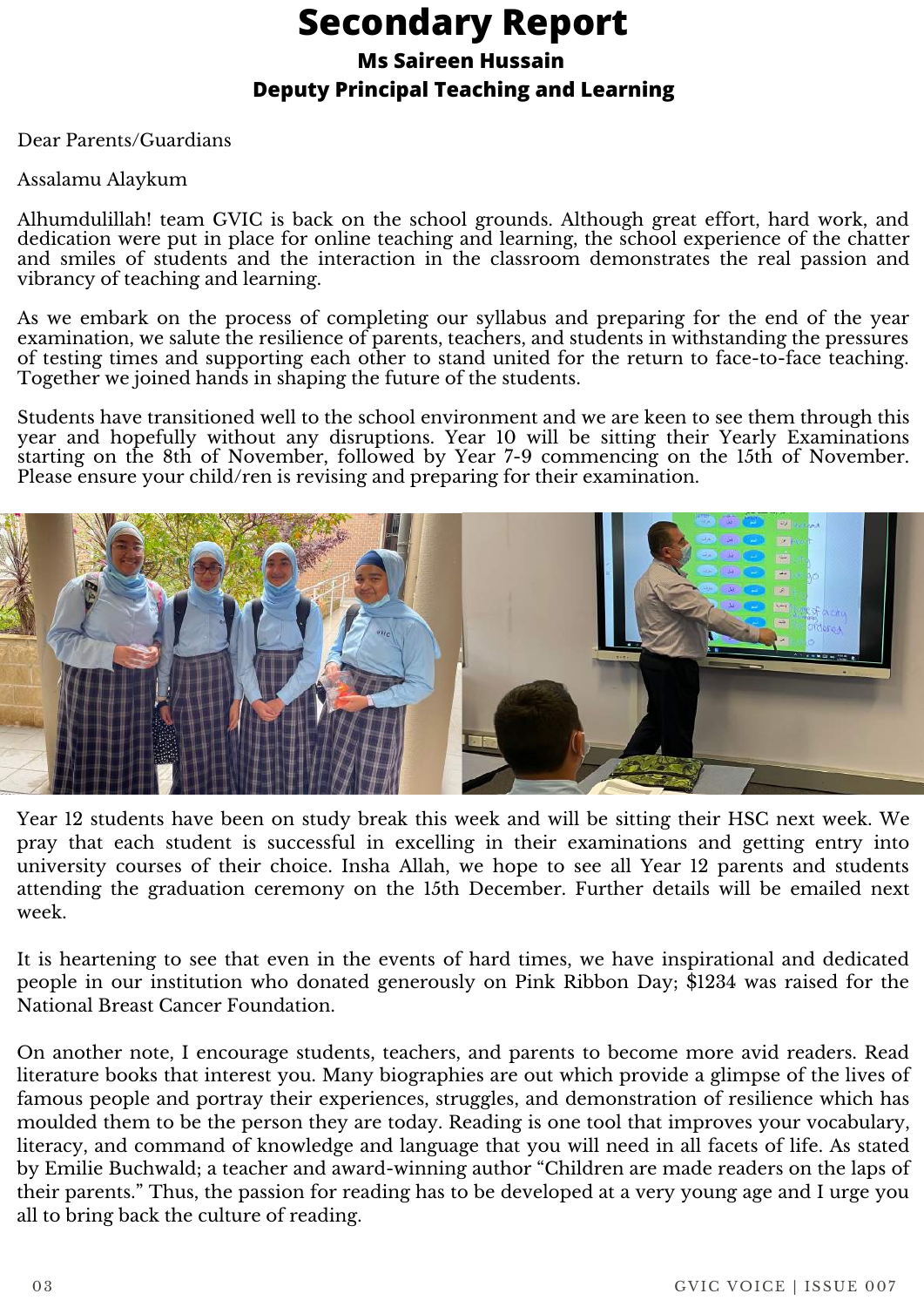# Secondary Report

### Ms Saireen Hussain
### Deputy Principal Teaching and Learning

Dear Parents/Guardians

Assalamu Alaykum

Alhumdulillah! team GVIC is back on the school grounds. Although great effort, hard work, and dedication were put in place for online teaching and learning, the school experience of the chatter and smiles of students and the interaction in the classroom demonstrates the real passion and vibrancy of teaching and learning.

As we embark on the process of completing our syllabus and preparing for the end of the year examination, we salute the resilience of parents, teachers, and students in withstanding the pressures of testing times and supporting each other to stand united for the return to face-to-face teaching. Together we joined hands in shaping the future of the students.

Students have transitioned well to the school environment and we are keen to see them through this year and hopefully without any disruptions. Year 10 will be sitting their Yearly Examinations starting on the 8th of November, followed by Year 7-9 commencing on the 15th of November. Please ensure your child/ren is revising and preparing for their examination.

Year 12 students have been on study break this week and will be sitting their HSC next week. We pray that each student is successful in excelling in their examinations and getting entry into university courses of their choice. Insha Allah, we hope to see all Year 12 parents and students attending the graduation ceremony on the 15th December. Further details will be emailed next week.

It is heartening to see that even in the events of hard times, we have inspirational and dedicated people in our institution who donated generously on Pink Ribbon Day; $1234 was raised for the National Breast Cancer Foundation.

On another note, I encourage students, teachers, and parents to become more avid readers. Read literature books that interest you. Many biographies are out which provide a glimpse of the lives of famous people and portray their experiences, struggles, and demonstration of resilience which has moulded them to be the person they are today. Reading is one tool that improves your vocabulary, literacy, and command of knowledge and language that you will need in all facets of life. As stated by Emilie Buchwald; a teacher and award-winning author "Children are made readers on the laps of their parents." Thus, the passion for reading has to be developed at a very young age and I urge you all to bring back the culture of reading.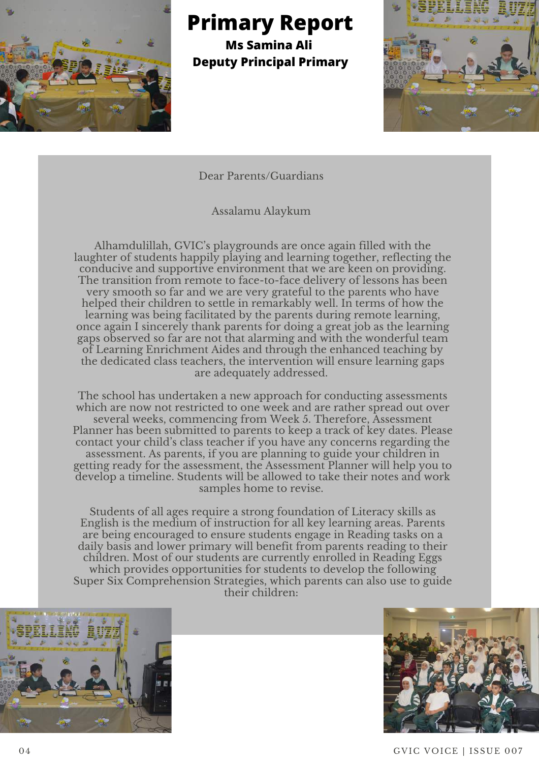# Primary Report

**Ms Samina Ali**
**Deputy Principal Primary**

Dear Parents/Guardians

Assalamu Alaykum

Alhamdulillah, GVIC's playgrounds are once again filled with the laughter of students happily playing and learning together, reflecting the conducive and supportive environment that we are keen on providing. The transition from remote to face-to-face delivery of lessons has been very smooth so far and we are very grateful to the parents who have helped their children to settle in remarkably well. In terms of how the learning was being facilitated by the parents during remote learning, once again I sincerely thank parents for doing a great job as the learning gaps observed so far are not that alarming and with the wonderful team of Learning Enrichment Aides and through the enhanced teaching by the dedicated class teachers, the intervention will ensure learning gaps are adequately addressed.

The school has undertaken a new approach for conducting assessments which are now not restricted to one week and are rather spread out over several weeks, commencing from Week 5. Therefore, Assessment Planner has been submitted to parents to keep a track of key dates. Please contact your child's class teacher if you have any concerns regarding the assessment. As parents, if you are planning to guide your children in getting ready for the assessment, the Assessment Planner will help you to develop a timeline. Students will be allowed to take their notes and work samples home to revise.

Students of all ages require a strong foundation of Literacy skills as English is the medium of instruction for all key learning areas. Parents are being encouraged to ensure students engage in Reading tasks on a daily basis and lower primary will benefit from parents reading to their children. Most of our students are currently enrolled in Reading Eggs which provides opportunities for students to develop the following Super Six Comprehension Strategies, which parents can also use to guide their children: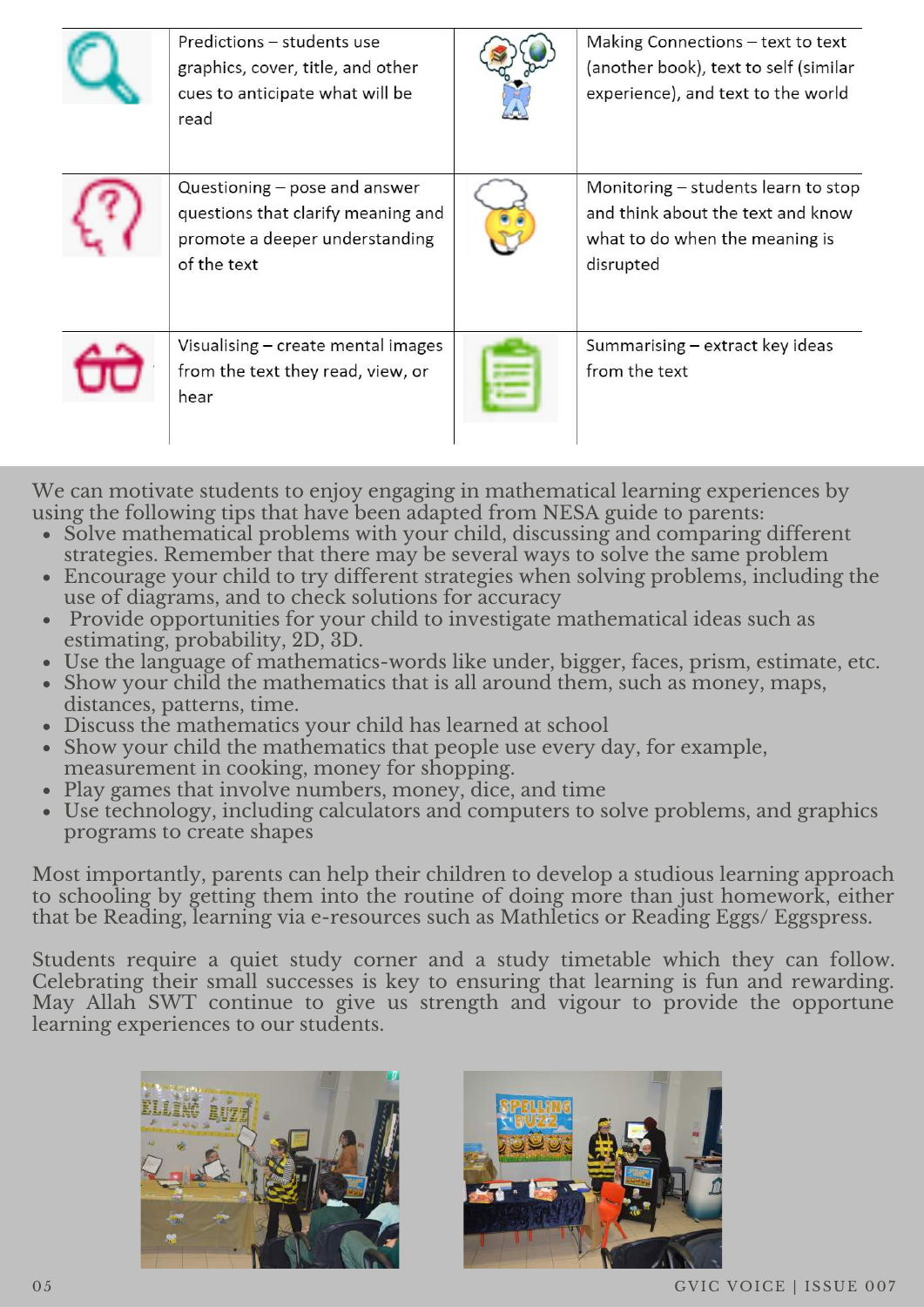| | | | |
|---|---|---|---|
| | Predictions – students use graphics, cover, title, and other cues to anticipate what will be read | | Making Connections – text to text (another book), text to self (similar experience), and text to the world |
| | Questioning – pose and answer questions that clarify meaning and promote a deeper understanding of the text | | Monitoring – students learn to stop and think about the text and know what to do when the meaning is disrupted |
| | Visualising – create mental images from the text they read, view, or hear | | Summarising – extract key ideas from the text |

We can motivate students to enjoy engaging in mathematical learning experiences by using the following tips that have been adapted from NESA guide to parents:

- Solve mathematical problems with your child, discussing and comparing different strategies. Remember that there may be several ways to solve the same problem
- Encourage your child to try different strategies when solving problems, including the use of diagrams, and to check solutions for accuracy
- Provide opportunities for your child to investigate mathematical ideas such as estimating, probability, 2D, 3D.
- Use the language of mathematics-words like under, bigger, faces, prism, estimate, etc.
- Show your child the mathematics that is all around them, such as money, maps, distances, patterns, time.
- Discuss the mathematics your child has learned at school
- Show your child the mathematics that people use every day, for example, measurement in cooking, money for shopping.
- Play games that involve numbers, money, dice, and time
- Use technology, including calculators and computers to solve problems, and graphics programs to create shapes

Most importantly, parents can help their children to develop a studious learning approach to schooling by getting them into the routine of doing more than just homework, either that be Reading, learning via e-resources such as Mathletics or Reading Eggs/ Eggspress.

Students require a quiet study corner and a study timetable which they can follow. Celebrating their small successes is key to ensuring that learning is fun and rewarding. May Allah SWT continue to give us strength and vigour to provide the opportune learning experiences to our students.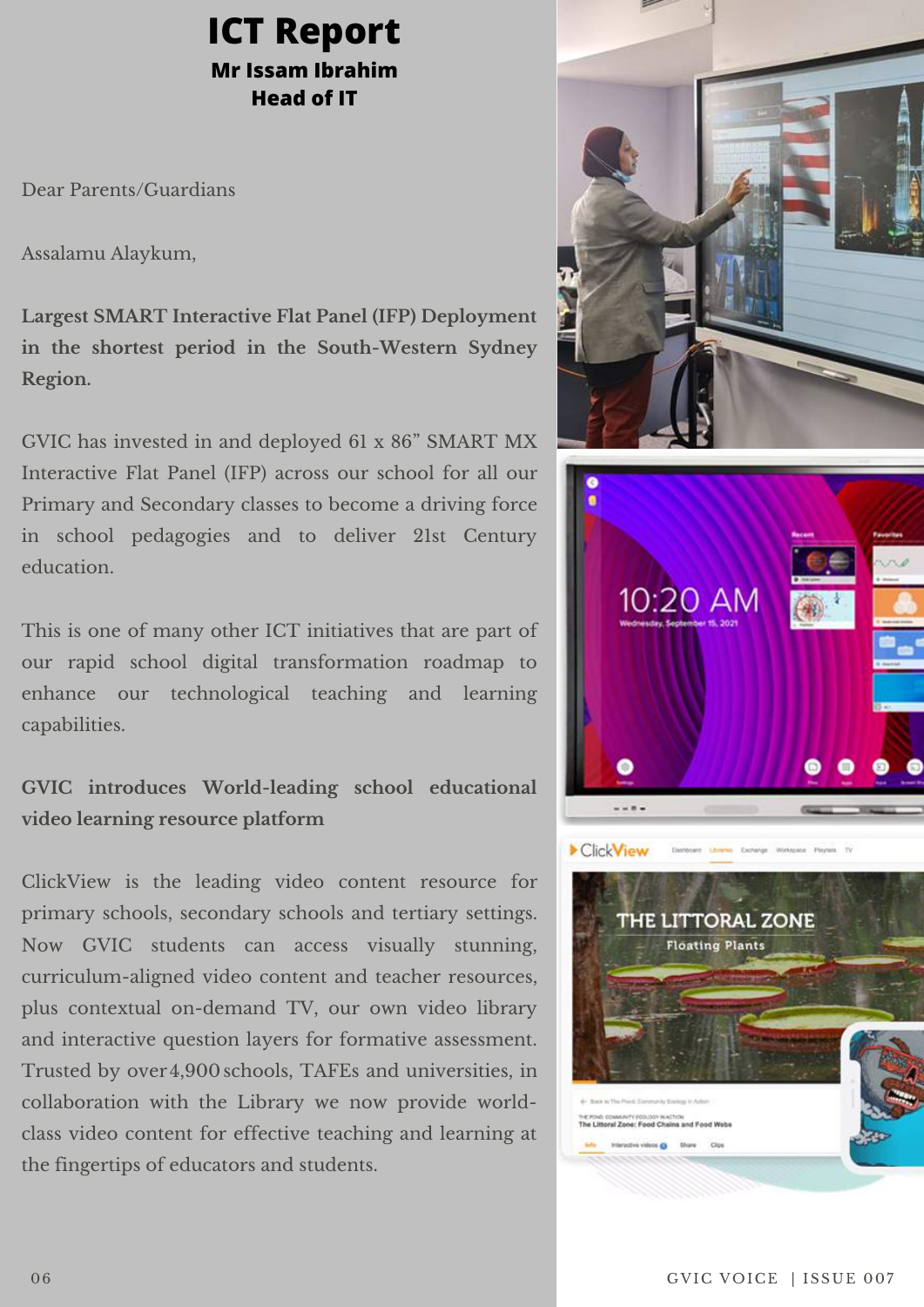# ICT Report

**Mr Issam Ibrahim**
**Head of IT**

Dear Parents/Guardians

Assalamu Alaykum,

**Largest SMART Interactive Flat Panel (IFP) Deployment in the shortest period in the South-Western Sydney Region.**

GVIC has invested in and deployed 61 x 86" SMART MX Interactive Flat Panel (IFP) across our school for all our Primary and Secondary classes to become a driving force in school pedagogies and to deliver 21st Century education.

This is one of many other ICT initiatives that are part of our rapid school digital transformation roadmap to enhance our technological teaching and learning capabilities.

**GVIC introduces World-leading school educational video learning resource platform**

ClickView is the leading video content resource for primary schools, secondary schools and tertiary settings. Now GVIC students can access visually stunning, curriculum-aligned video content and teacher resources, plus contextual on-demand TV, our own video library and interactive question layers for formative assessment. Trusted by over 4,900 schools, TAFEs and universities, in collaboration with the Library we now provide world-class video content for effective teaching and learning at the fingertips of educators and students.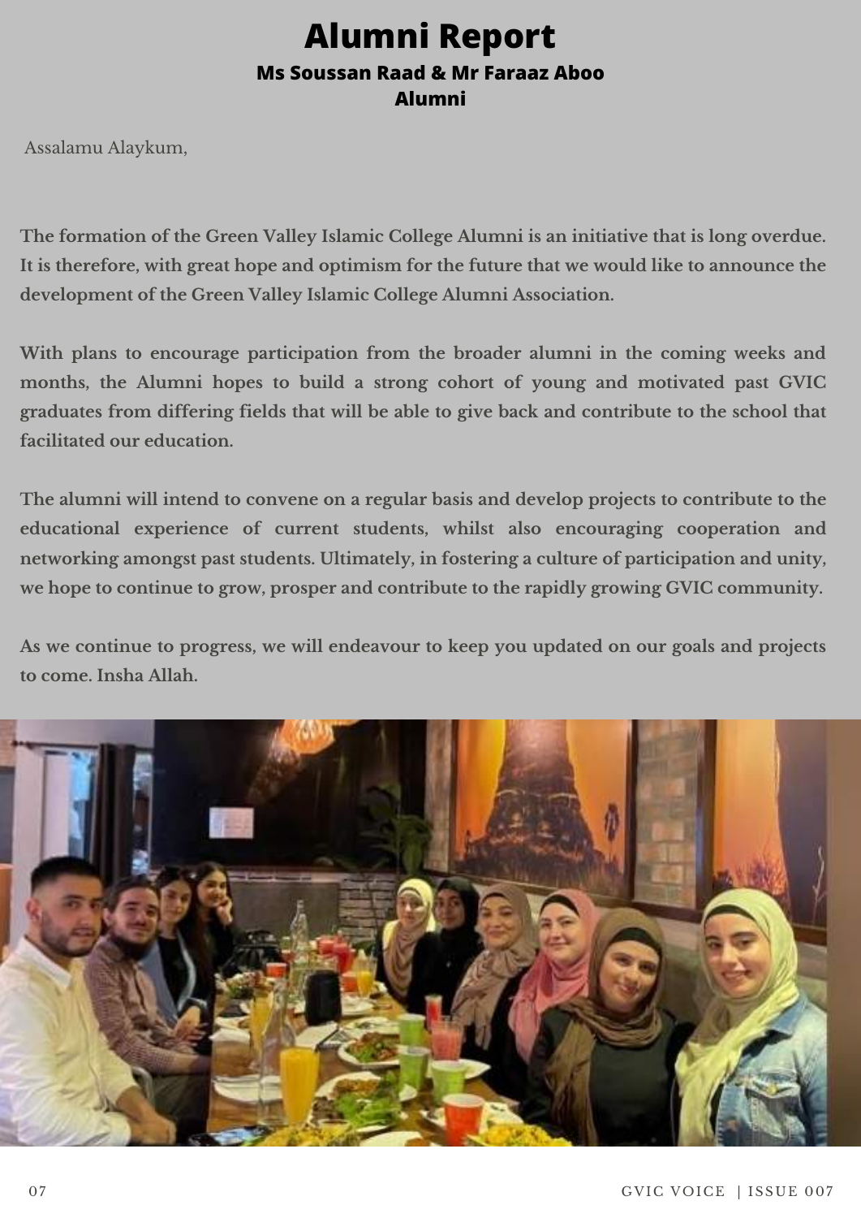# Alumni Report

**Ms Soussan Raad & Mr Faraaz Aboo**
**Alumni**

Assalamu Alaykum,

The formation of the Green Valley Islamic College Alumni is an initiative that is long overdue. It is therefore, with great hope and optimism for the future that we would like to announce the development of the Green Valley Islamic College Alumni Association.

With plans to encourage participation from the broader alumni in the coming weeks and months, the Alumni hopes to build a strong cohort of young and motivated past GVIC graduates from differing fields that will be able to give back and contribute to the school that facilitated our education.

The alumni will intend to convene on a regular basis and develop projects to contribute to the educational experience of current students, whilst also encouraging cooperation and networking amongst past students. Ultimately, in fostering a culture of participation and unity, we hope to continue to grow, prosper and contribute to the rapidly growing GVIC community.

As we continue to progress, we will endeavour to keep you updated on our goals and projects to come. Insha Allah.